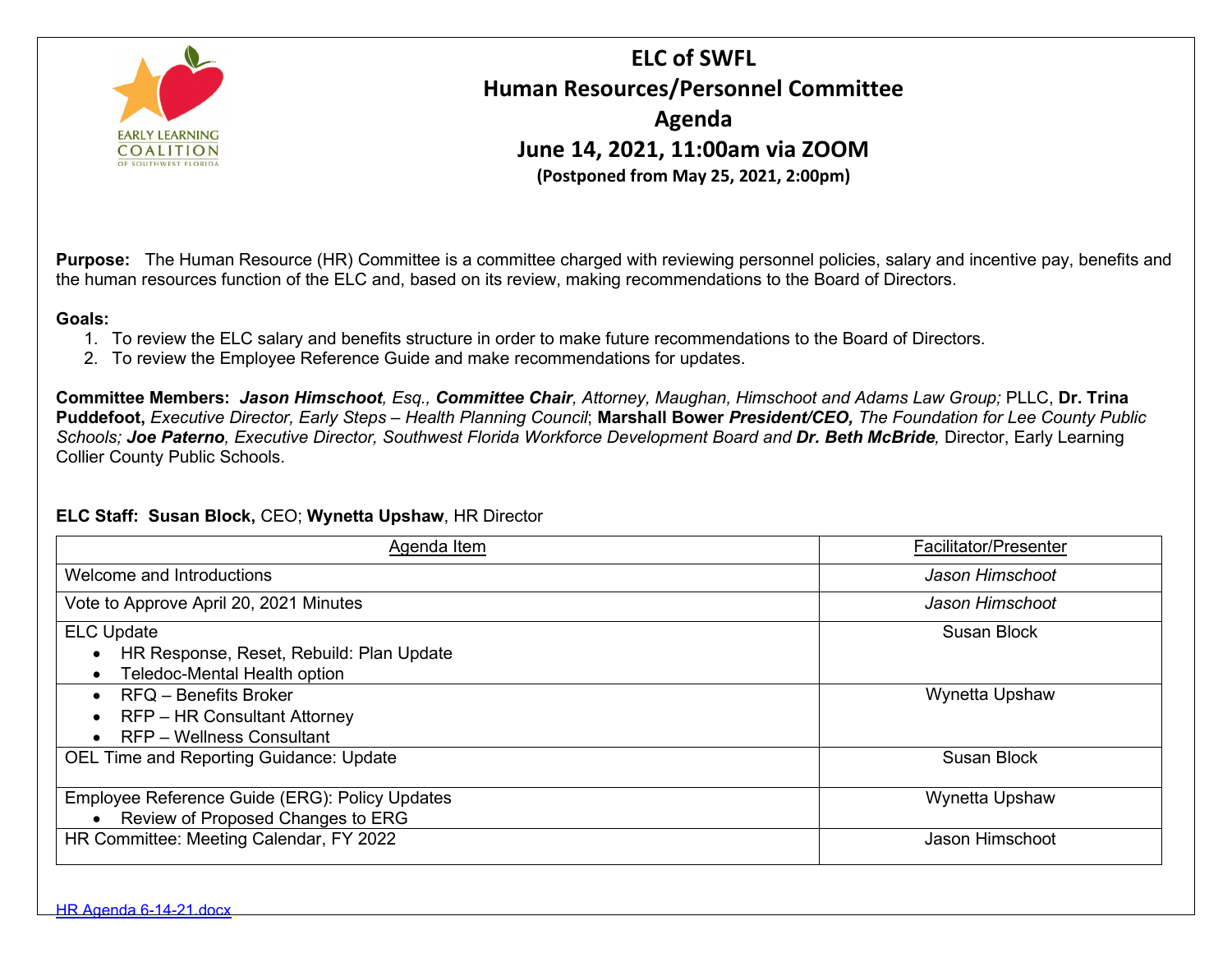# ELC of SWFL
## Human Resources/Personnel Committee
## Agenda
## June 14, 2021, 11:00am via ZOOM
**(Postponed from May 25, 2021, 2:00pm)**

**Purpose:** The Human Resource (HR) Committee is a committee charged with reviewing personnel policies, salary and incentive pay, benefits and the human resources function of the ELC and, based on its review, making recommendations to the Board of Directors.

**Goals:**

1. To review the ELC salary and benefits structure in order to make future recommendations to the Board of Directors.
2. To review the Employee Reference Guide and make recommendations for updates.

**Committee Members:** ***Jason Himschoot****, Esq.,* ***Committee Chair****, Attorney, Maughan, Himschoot and Adams Law Group;* PLLC, **Dr. Trina Puddefoot,** *Executive Director, Early Steps – Health Planning Council*; **Marshall Bower** ***President/CEO,*** *The Foundation for Lee County Public Schools;* ***Joe Paterno****, Executive Director, Southwest Florida Workforce Development Board and* ***Dr. Beth McBride****,* Director, Early Learning Collier County Public Schools.

**ELC Staff: Susan Block,** CEO; **Wynetta Upshaw**, HR Director

| Agenda Item | Facilitator/Presenter |
|---|---|
| Welcome and Introductions | *Jason Himschoot* |
| Vote to Approve April 20, 2021 Minutes | *Jason Himschoot* |
| ELC Update<br>• HR Response, Reset, Rebuild: Plan Update<br>• Teledoc-Mental Health option | Susan Block |
| • RFQ – Benefits Broker<br>• RFP – HR Consultant Attorney<br>• RFP – Wellness Consultant | Wynetta Upshaw |
| OEL Time and Reporting Guidance: Update | Susan Block |
| Employee Reference Guide (ERG): Policy Updates<br>• Review of Proposed Changes to ERG | Wynetta Upshaw |
| HR Committee: Meeting Calendar, FY 2022 | Jason Himschoot |

HR Agenda 6-14-21.docx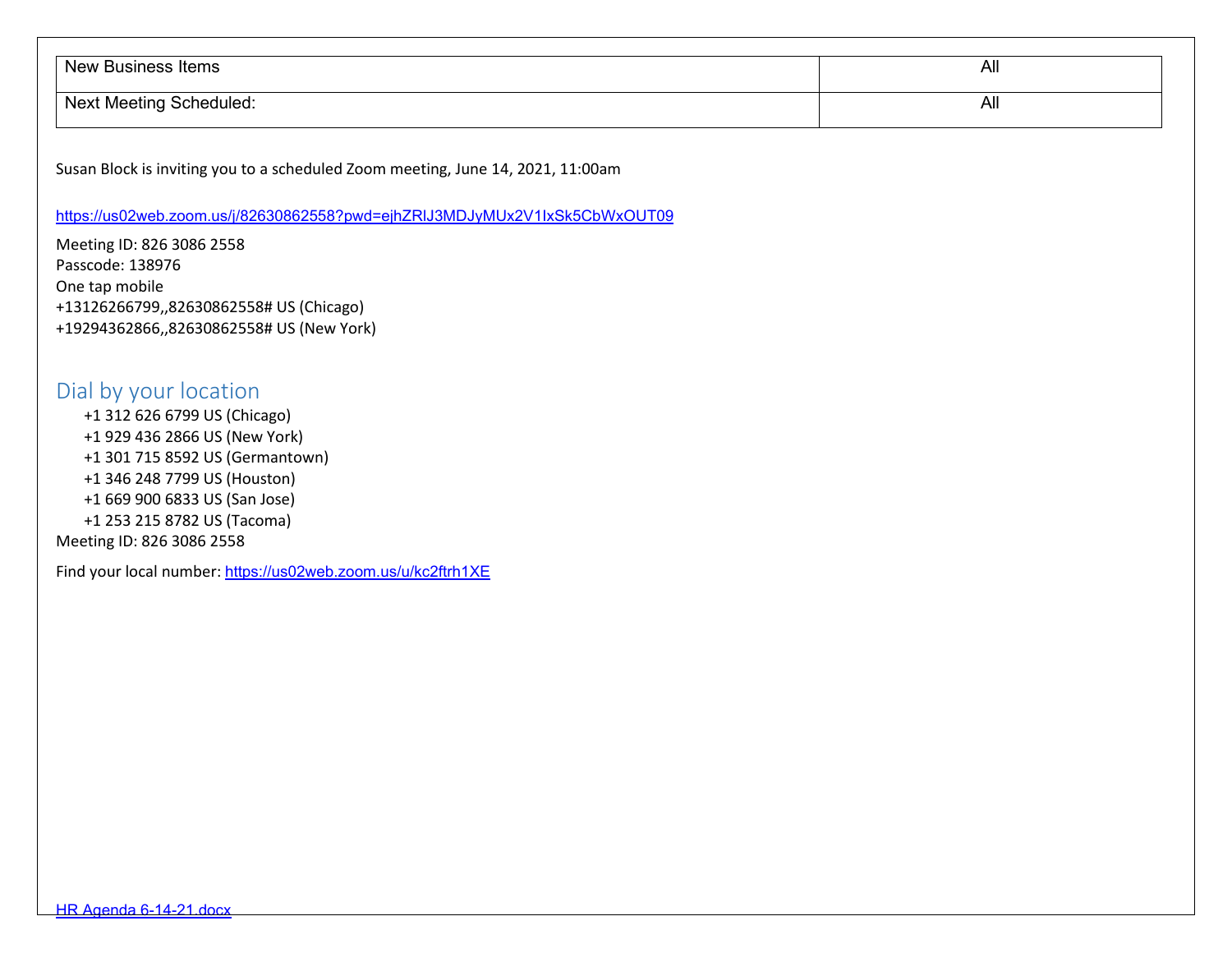| | |
|---|---|
| New Business Items | All |
| Next Meeting Scheduled: | All |

Susan Block is inviting you to a scheduled Zoom meeting, June 14, 2021, 11:00am

https://us02web.zoom.us/j/82630862558?pwd=ejhZRlJ3MDJyMUx2V1IxSk5CbWxOUT09

Meeting ID: 826 3086 2558
Passcode: 138976
One tap mobile
+13126266799,,82630862558# US (Chicago)
+19294362866,,82630862558# US (New York)

## Dial by your location

- +1 312 626 6799 US (Chicago)
- +1 929 436 2866 US (New York)
- +1 301 715 8592 US (Germantown)
- +1 346 248 7799 US (Houston)
- +1 669 900 6833 US (San Jose)
- +1 253 215 8782 US (Tacoma)

Meeting ID: 826 3086 2558

Find your local number: https://us02web.zoom.us/u/kc2ftrh1XE